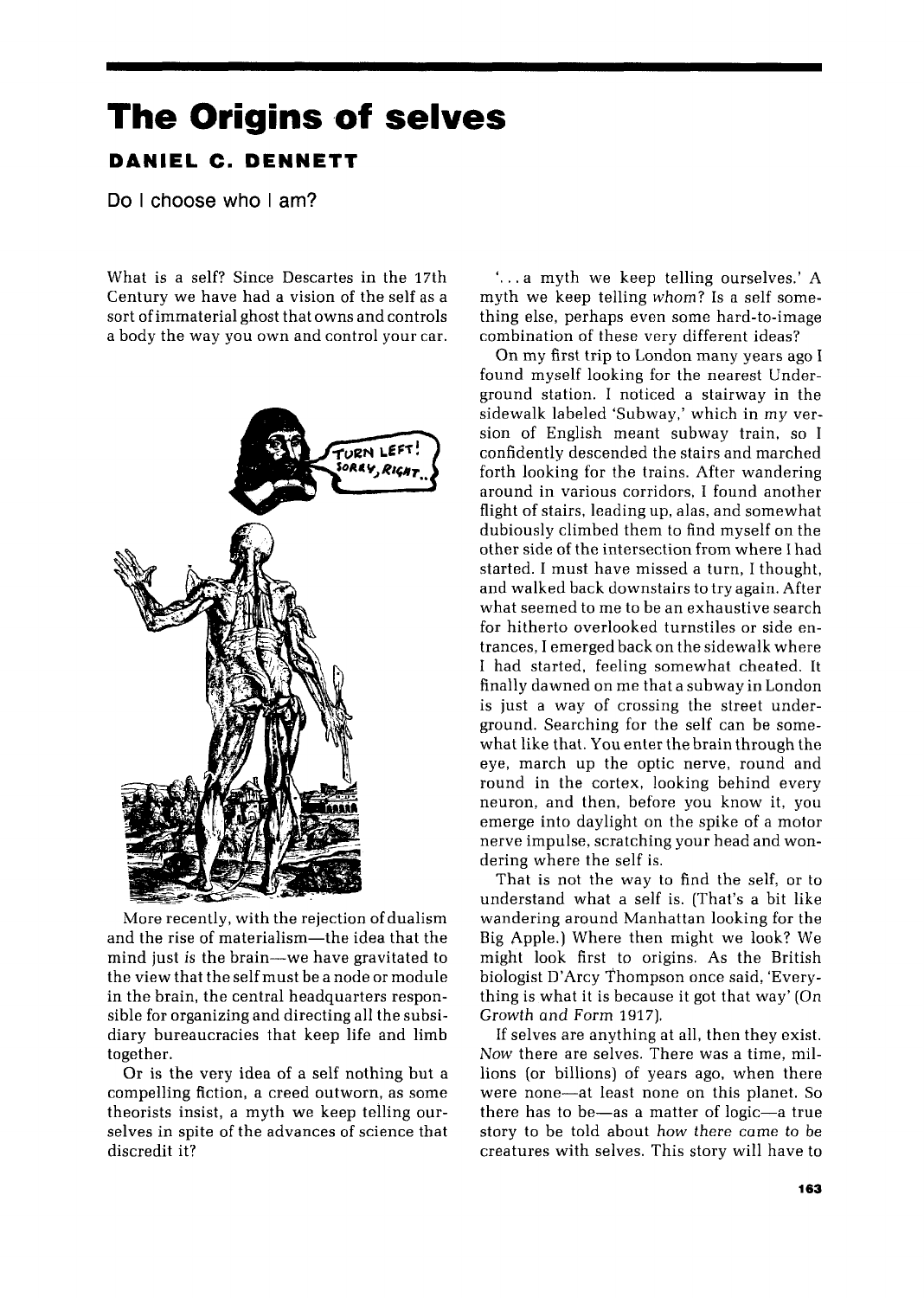# The Origins of selves

## DANIEL C. DENNETT

Do I choose who I am?

What is a self? Since Descartes in the 17th Century we have had a vision of the self as a sort of immaterial ghost that owns and controls a body the way you own and control your car.

More recently, with the rejection of dualism and the rise of materialism—the idea that the mind just *is* the brain—we have gravitated to the view that the self must be a node or module in the brain, the central headquarters responsible for organizing and directing all the subsidiary bureaucracies that keep life and limb together.

Or is the very idea of a self nothing but a compelling fiction, a creed outworn, as some theorists insist, a myth we keep telling ourselves in spite of the advances of science that discredit it?

'... a myth we keep telling ourselves.' A myth we keep telling *whom*? Is a self something else, perhaps even some hard-to-image combination of these very different ideas?

On my first trip to London many years ago I found myself looking for the nearest Underground station. I noticed a stairway in the sidewalk labeled 'Subway,' which in *my* version of English meant subway train, so I confidently descended the stairs and marched forth looking for the trains. After wandering around in various corridors, I found another flight of stairs, leading up, alas, and somewhat dubiously climbed them to find myself on the other side of the intersection from where I had started. I must have missed a turn, I thought, and walked back downstairs to try again. After what seemed to me to be an exhaustive search for hitherto overlooked turnstiles or side entrances, I emerged back on the sidewalk where I had started, feeling somewhat cheated. It finally dawned on me that a subway in London is just a way of crossing the street underground. Searching for the self can be somewhat like that. You enter the brain through the eye, march up the optic nerve, round and round in the cortex, looking behind every neuron, and then, before you know it, you emerge into daylight on the spike of a motor nerve impulse, scratching your head and wondering where the self is.

That is not the way to find the self, or to understand what a self is. (That's a bit like wandering around Manhattan looking for the Big Apple.) Where then might we look? We might look first to origins. As the British biologist D'Arcy Thompson once said, 'Everything is what it is because it got that way' (*On Growth and Form* 1917).

If selves are anything at all, then they exist. *Now* there are selves. There was a time, millions (or billions) of years ago, when there were none—at least none on this planet. So there has to be—as a matter of logic—a true story to be told about *how there came to be* creatures with selves. This story will have to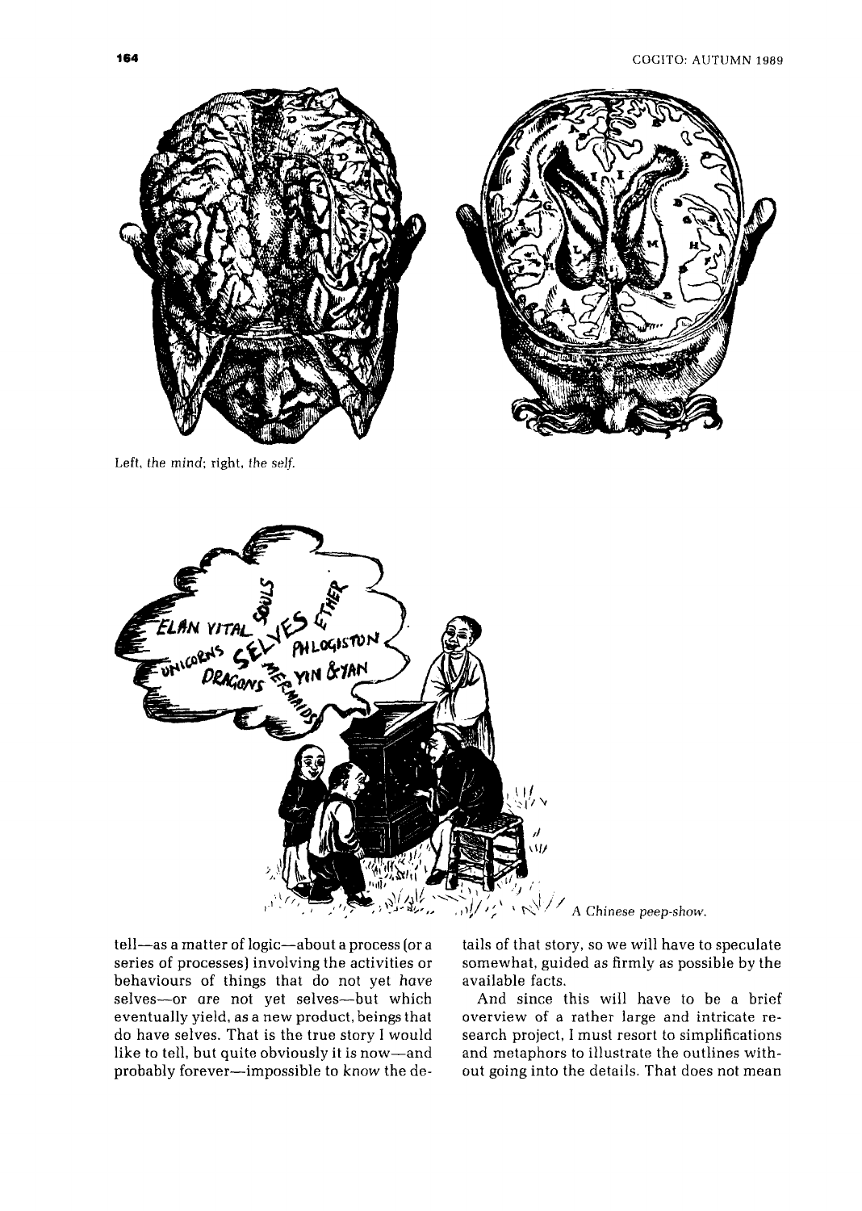Left, *the mind*; right, *the self*.

A Chinese peep-show.

tell—as a matter of logic—about a process (or a series of processes) involving the activities or behaviours of things that do not yet *have* selves—or *are* not yet selves—but which eventually yield, as a new product, beings that do have selves. That is the true story I would like to tell, but quite obviously it is now—and probably forever—impossible to know the details of that story, so we will have to speculate somewhat, guided as firmly as possible by the available facts.

And since this will have to be a brief overview of a rather large and intricate research project, I must resort to simplifications and metaphors to illustrate the outlines without going into the details. That does not mean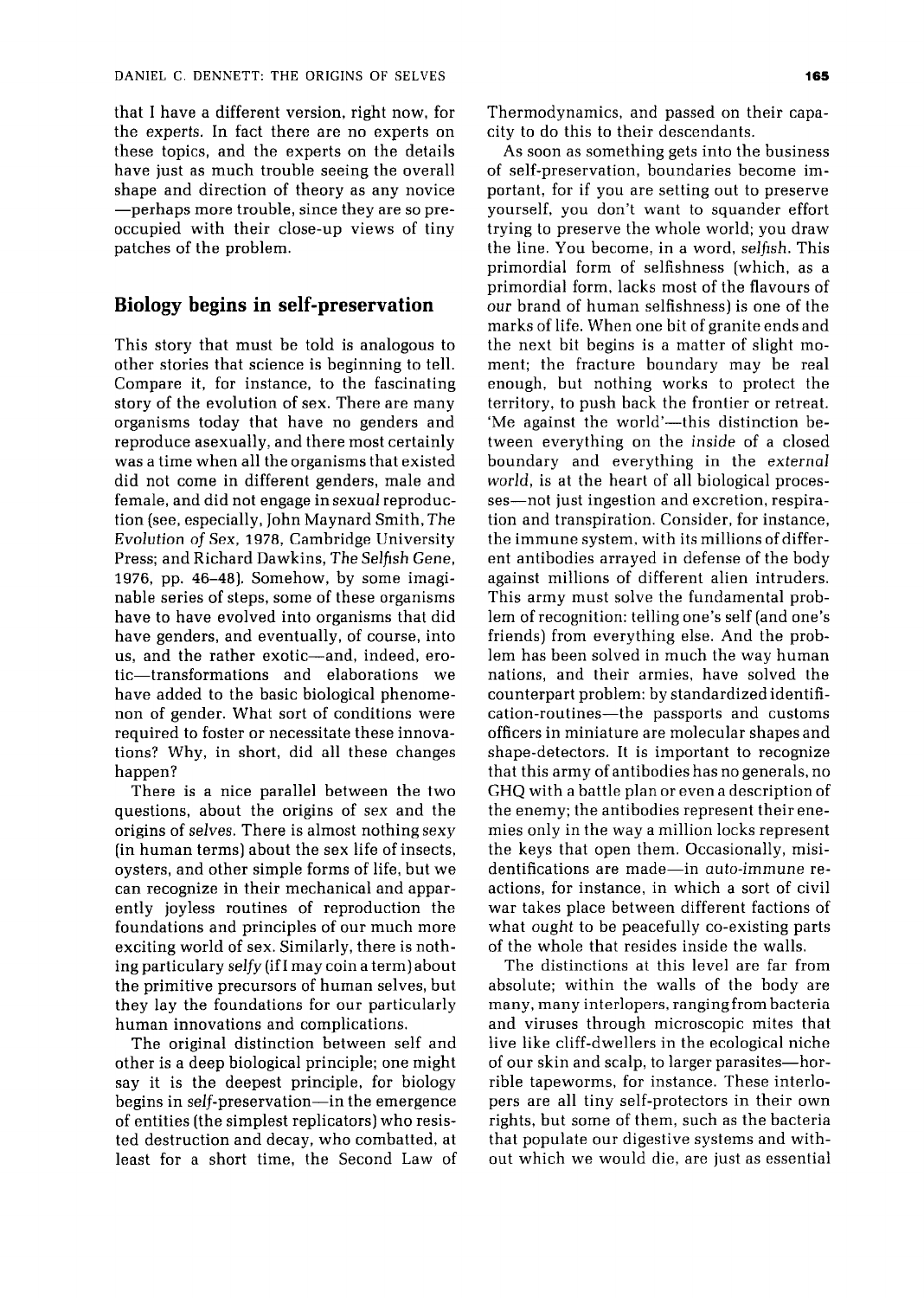that I have a different version, right now, for the *experts*. In fact there are no experts on these topics, and the experts on the details have just as much trouble seeing the overall shape and direction of theory as any novice —perhaps more trouble, since they are so preoccupied with their close-up views of tiny patches of the problem.

## Biology begins in self-preservation

This story that must be told is analogous to other stories that science is beginning to tell. Compare it, for instance, to the fascinating story of the evolution of sex. There are many organisms today that have no genders and reproduce asexually, and there most certainly was a time when all the organisms that existed did not come in different genders, male and female, and did not engage in *sexual* reproduction (see, especially, John Maynard Smith, *The Evolution of Sex*, 1978, Cambridge University Press; and Richard Dawkins, *The Selfish Gene*, 1976, pp. 46–48). Somehow, by some imaginable series of steps, some of these organisms have to have evolved into organisms that did have genders, and eventually, of course, into us, and the rather exotic—and, indeed, erotic—transformations and elaborations we have added to the basic biological phenomenon of gender. What sort of conditions were required to foster or necessitate these innovations? Why, in short, did all these changes happen?

There is a nice parallel between the two questions, about the origins of sex and the origins of *selves*. There is almost nothing *sexy* (in human terms) about the sex life of insects, oysters, and other simple forms of life, but we can recognize in their mechanical and apparently joyless routines of reproduction the foundations and principles of our much more exciting world of sex. Similarly, there is nothing particulary *selfy* (if I may coin a term) about the primitive precursors of human selves, but they lay the foundations for our particularly human innovations and complications.

The original distinction between self and other is a deep biological principle; one might say it is the deepest principle, for biology begins in *self*-preservation—in the emergence of entities (the simplest replicators) who resisted destruction and decay, who combatted, at least for a short time, the Second Law of Thermodynamics, and passed on their capacity to do this to their descendants.

As soon as something gets into the business of self-preservation, boundaries become important, for if you are setting out to preserve yourself, you don't want to squander effort trying to preserve the whole world; you draw the line. You become, in a word, *selfish*. This primordial form of selfishness (which, as a primordial form, lacks most of the flavours of *our* brand of human selfishness) is one of the marks of life. When one bit of granite ends and the next bit begins is a matter of slight moment; the fracture boundary may be real enough, but nothing works to protect the territory, to push back the frontier or retreat. 'Me against the world'—this distinction between everything on the *inside* of a closed boundary and everything in the *external world*, is at the heart of all biological processes—not just ingestion and excretion, respiration and transpiration. Consider, for instance, the immune system, with its millions of different antibodies arrayed in defense of the body against millions of different alien intruders. This army must solve the fundamental problem of recognition: telling one's self (and one's friends) from everything else. And the problem has been solved in much the way human nations, and their armies, have solved the counterpart problem: by standardized identification-routines—the passports and customs officers in miniature are molecular shapes and shape-detectors. It is important to recognize that this army of antibodies has no generals, no GHQ with a battle plan or even a description of the enemy; the antibodies represent their enemies only in the way a million locks represent the keys that open them. Occasionally, misidentifications are made—in *auto-immune* reactions, for instance, in which a sort of civil war takes place between different factions of what *ought* to be peacefully co-existing parts of the whole that resides inside the walls.

The distinctions at this level are far from absolute; within the walls of the body are many, many interlopers, ranging from bacteria and viruses through microscopic mites that live like cliff-dwellers in the ecological niche of our skin and scalp, to larger parasites—horrible tapeworms, for instance. These interlopers are all tiny self-protectors in their own rights, but some of them, such as the bacteria that populate our digestive systems and without which we would die, are just as essential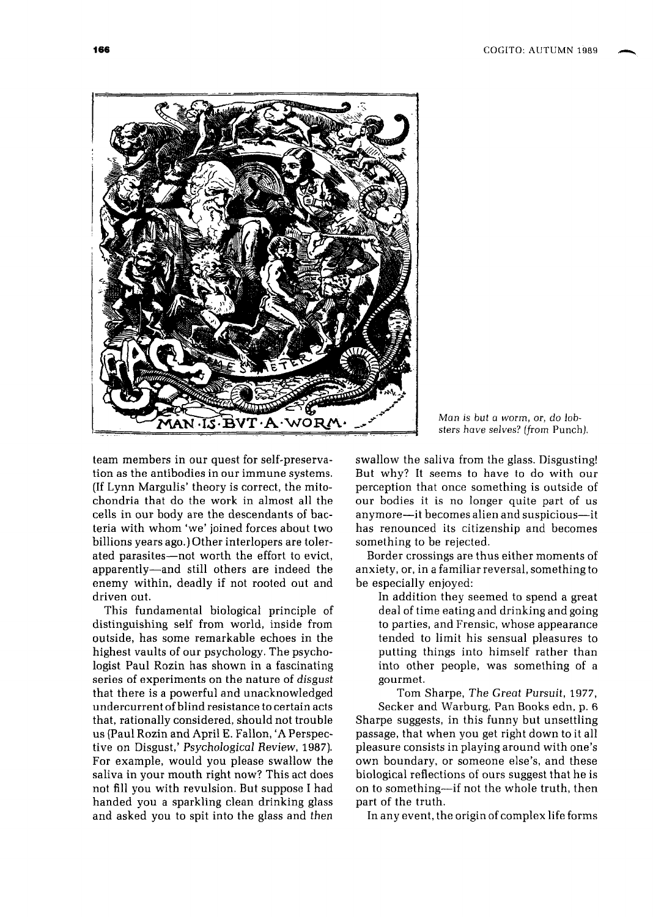Man is but a worm, or, do lobsters have selves? (from Punch).

team members in our quest for self-preservation as the antibodies in our immune systems. (If Lynn Margulis' theory is correct, the mitochondria that do the work in almost all the cells in our body are the descendants of bacteria with whom 'we' joined forces about two billions years ago.) Other interlopers are tolerated parasites—not worth the effort to evict, apparently—and still others are indeed the enemy within, deadly if not rooted out and driven out.

This fundamental biological principle of distinguishing self from world, inside from outside, has some remarkable echoes in the highest vaults of our psychology. The psychologist Paul Rozin has shown in a fascinating series of experiments on the nature of *disgust* that there is a powerful and unacknowledged undercurrent of blind resistance to certain acts that, rationally considered, should not trouble us (Paul Rozin and April E. Fallon, 'A Perspective on Disgust,' *Psychological Review*, 1987). For example, would you please swallow the saliva in your mouth right now? This act does not fill you with revulsion. But suppose I had handed you a sparkling clean drinking glass and asked you to spit into the glass and *then* swallow the saliva from the glass. Disgusting! But why? It seems to have to do with our perception that once something is outside of our bodies it is no longer quite part of us anymore—it becomes alien and suspicious—it has renounced its citizenship and becomes something to be rejected.

Border crossings are thus either moments of anxiety, or, in a familiar reversal, something to be especially enjoyed:

> In addition they seemed to spend a great deal of time eating and drinking and going to parties, and Frensic, whose appearance tended to limit his sensual pleasures to putting things into himself rather than into other people, was something of a gourmet.
>
> Tom Sharpe, *The Great Pursuit*, 1977, Secker and Warburg, Pan Books edn, p. 6

Sharpe suggests, in this funny but unsettling passage, that when you get right down to it all pleasure consists in playing around with one's own boundary, or someone else's, and these biological reflections of ours suggest that he is on to something—if not the whole truth, then part of the truth.

In any event, the origin of complex life forms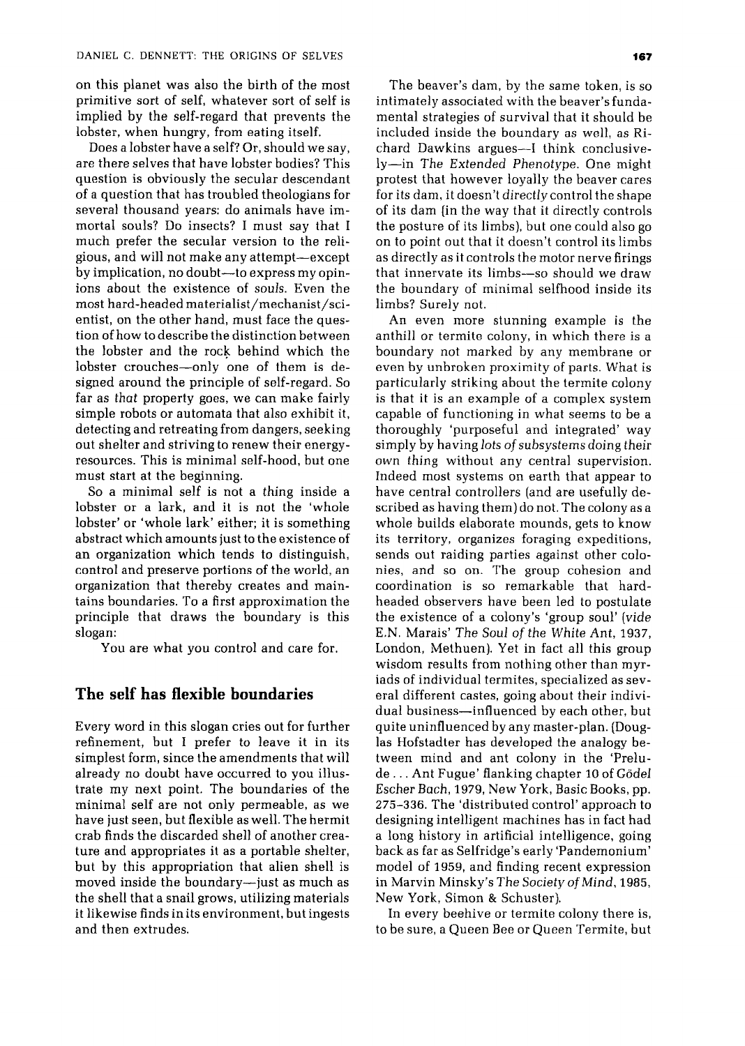on this planet was also the birth of the most primitive sort of self, whatever sort of self is implied by the self-regard that prevents the lobster, when hungry, from eating itself.

Does a lobster have a self? Or, should we say, are there selves that have lobster bodies? This question is obviously the secular descendant of a question that has troubled theologians for several thousand years: do animals have immortal souls? Do insects? I must say that I much prefer the secular version to the religious, and will not make any attempt—except by implication, no doubt—to express my opinions about the existence of souls. Even the most hard-headed materialist/mechanist/scientist, on the other hand, must face the question of how to describe the distinction between the lobster and the rock behind which the lobster crouches—only one of them is designed around the principle of self-regard. So far as *that* property goes, we can make fairly simple robots or automata that also exhibit it, detecting and retreating from dangers, seeking out shelter and striving to renew their energy-resources. This is minimal self-hood, but one must start at the beginning.

So a minimal self is not a *thing* inside a lobster or a lark, and it is not the 'whole lobster' or 'whole lark' either; it is something abstract which amounts just to the existence of an organization which tends to distinguish, control and preserve portions of the world, an organization that thereby creates and maintains boundaries. To a first approximation the principle that draws the boundary is this slogan:

You are what you control and care for.

## The self has flexible boundaries

Every word in this slogan cries out for further refinement, but I prefer to leave it in its simplest form, since the amendments that will already no doubt have occurred to you illustrate my next point. The boundaries of the minimal self are not only permeable, as we have just seen, but flexible as well. The hermit crab finds the discarded shell of another creature and appropriates it as a portable shelter, but by this appropriation that alien shell is moved inside the boundary—just as much as the shell that a snail grows, utilizing materials it likewise finds in its environment, but ingests and then extrudes.

The beaver's dam, by the same token, is so intimately associated with the beaver's fundamental strategies of survival that it should be included inside the boundary as well, as Richard Dawkins argues—I think conclusively—in *The Extended Phenotype*. One might protest that however loyally the beaver cares for its dam, it doesn't *directly* control the shape of its dam (in the way that it directly controls the posture of its limbs), but one could also go on to point out that it doesn't control its limbs as directly as it controls the motor nerve firings that innervate its limbs—so should we draw the boundary of minimal selfhood inside its limbs? Surely not.

An even more stunning example is the anthill or termite colony, in which there is a boundary not marked by any membrane or even by unbroken proximity of parts. What is particularly striking about the termite colony is that it is an example of a complex system capable of functioning in what seems to be a thoroughly 'purposeful and integrated' way simply by having *lots of subsystems doing their own thing* without any central supervision. Indeed most systems on earth that appear to have central controllers (and are usefully described as having them) do not. The colony as a whole builds elaborate mounds, gets to know its territory, organizes foraging expeditions, sends out raiding parties against other colonies, and so on. The group cohesion and coordination is so remarkable that hard-headed observers have been led to postulate the existence of a colony's 'group soul' (*vide* E.N. Marais' *The Soul of the White Ant*, 1937, London, Methuen). Yet in fact all this group wisdom results from nothing other than myriads of individual termites, specialized as several different castes, going about their individual business—influenced by each other, but quite uninfluenced by any master-plan. (Douglas Hofstadter has developed the analogy between mind and ant colony in the 'Prelude ... Ant Fugue' flanking chapter 10 of *Gödel Escher Bach*, 1979, New York, Basic Books, pp. 275–336. The 'distributed control' approach to designing intelligent machines has in fact had a long history in artificial intelligence, going back as far as Selfridge's early 'Pandemonium' model of 1959, and finding recent expression in Marvin Minsky's *The Society of Mind*, 1985, New York, Simon & Schuster).

In every beehive or termite colony there is, to be sure, a Queen Bee or Queen Termite, but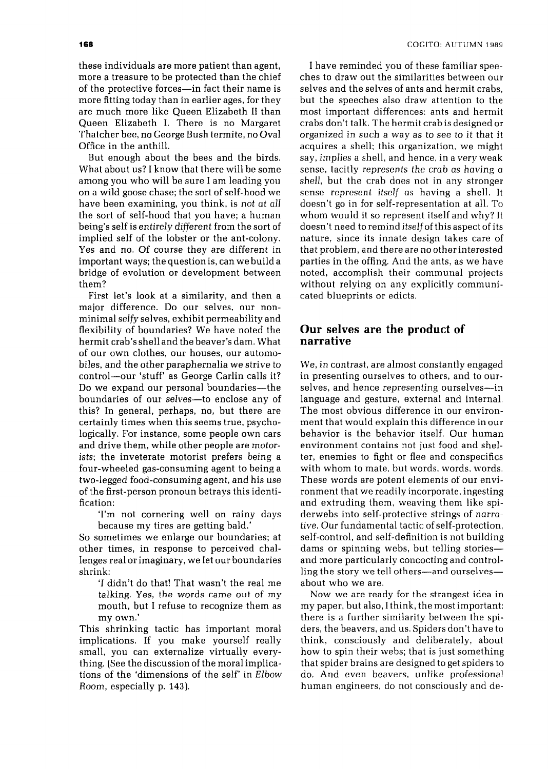these individuals are more patient than agent, more a treasure to be protected than the chief of the protective forces—in fact their name is more fitting today than in earlier ages, for they are much more like Queen Elizabeth II than Queen Elizabeth I. There is no Margaret Thatcher bee, no George Bush termite, no Oval Office in the anthill.

But enough about the bees and the birds. What about us? I know that there will be some among you who will be sure I am leading you on a wild goose chase; the sort of self-hood we have been examining, you think, is *not at all* the sort of self-hood that you have; a human being's self is *entirely different* from the sort of implied self of the lobster or the ant-colony. Yes and no. Of course they are different in important ways; the question is, can we build a bridge of evolution or development between them?

First let's look at a similarity, and then a major difference. Do our selves, our non-minimal *selfy* selves, exhibit permeability and flexibility of boundaries? We have noted the hermit crab's shell and the beaver's dam. What of our own clothes, our houses, our automobiles, and the other paraphernalia we strive to control—our 'stuff' as George Carlin calls it? Do we expand our personal boundaries—the boundaries of our *selves*—to enclose any of this? In general, perhaps, no, but there are certainly times when this seems true, psychologically. For instance, some people own cars and drive them, while other people are *motorists*; the inveterate motorist prefers *being* a four-wheeled gas-consuming agent to being a two-legged food-consuming agent, and his use of the first-person pronoun betrays this identification:

> 'I'm not cornering well on rainy days because my tires are getting bald.'

So sometimes we enlarge our boundaries; at other times, in response to perceived challenges real or imaginary, we let our boundaries shrink:

> '*I* didn't do that! That wasn't the real me talking. Yes, the words came out of my mouth, but I refuse to recognize them as my own.'

This shrinking tactic has important moral implications. If you make yourself really small, you can externalize virtually everything. (See the discussion of the moral implications of the 'dimensions of the self' in *Elbow Room*, especially p. 143).

I have reminded you of these familiar speeches to draw out the similarities between our selves and the selves of ants and hermit crabs, but the speeches also draw attention to the most important differences: ants and hermit crabs don't talk. The hermit crab is designed or organized in such a way as to *see to it* that it acquires a shell; this organization, we might say, *implies* a shell, and hence, in a *very* weak sense, tacitly *represents the crab as having a shell*, but the crab does not in any stronger sense *represent itself as* having a shell. It doesn't go in for self-representation at all. To whom would it so represent itself and why? It doesn't need to remind *itself* of this aspect of its nature, since its innate design takes care of that problem, and there are no other interested parties in the offing. And the ants, as we have noted, accomplish their communal projects without relying on any explicitly communicated blueprints or edicts.

## Our selves are the product of narrative

We, in contrast, are almost constantly engaged in presenting ourselves to others, and to ourselves, and hence *representing* ourselves—in language and gesture, external and internal. The most obvious difference in our environment that would explain this difference in our behavior is the behavior itself. Our human environment contains not just food and shelter, enemies to fight or flee and conspecifics with whom to mate, but words, words, words. These words are potent elements of our environment that we readily incorporate, ingesting and extruding them, weaving them like spiderwebs into self-protective strings of *narrative*. Our fundamental tactic of self-protection, self-control, and self-definition is not building dams or spinning webs, but telling stories—and more particularly concocting and controlling the story we tell others—and ourselves—about who we are.

Now we are ready for the strangest idea in my paper, but also, I think, the most important: there is a further similarity between the spiders, the beavers, and us. Spiders don't have to think, consciously and deliberately, about how to spin their webs; that is just something that spider brains are designed to get spiders to do. And even beavers, unlike professional human engineers, do not consciously and de-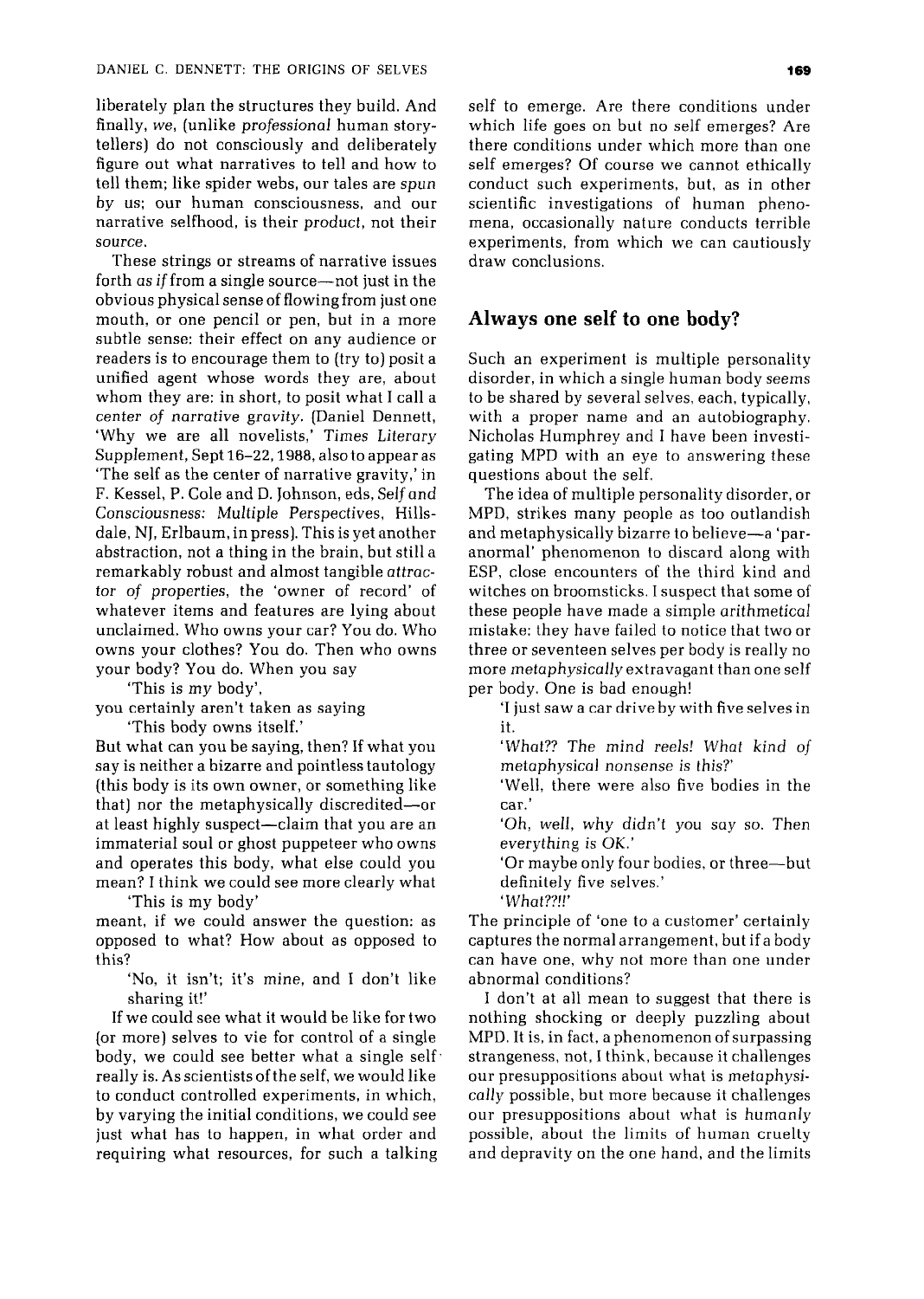liberately plan the structures they build. And finally, *we*, (unlike *professional* human storytellers) do not consciously and deliberately figure out what narratives to tell and how to tell them; like spider webs, our tales are *spun by us*; our human consciousness, and our narrative selfhood, is their *product*, not their *source*.

These strings or streams of narrative issues forth *as if* from a single source—not just in the obvious physical sense of flowing from just one mouth, or one pencil or pen, but in a more subtle sense: their effect on any audience or readers is to encourage them to (try to) posit a unified agent whose words they are, about whom they are: in short, to posit what I call a *center of narrative gravity*. (Daniel Dennett, 'Why we are all novelists,' *Times Literary Supplement*, Sept 16–22, 1988, also to appear as 'The self as the center of narrative gravity,' in F. Kessel, P. Cole and D. Johnson, eds, *Self and Consciousness: Multiple Perspectives*, Hillsdale, NJ, Erlbaum, in press). This is yet another abstraction, not a thing in the brain, but still a remarkably robust and almost tangible *attractor of properties*, the 'owner of record' of whatever items and features are lying about unclaimed. Who owns your car? You do. Who owns your clothes? You do. Then who owns your body? You do. When you say

> 'This is *my* body',

you certainly aren't taken as saying

> 'This body owns itself.'

But what can you be saying, then? If what you say is neither a bizarre and pointless tautology (this body is its own owner, or something like that) nor the metaphysically discredited—or at least highly suspect—claim that you are an immaterial soul or ghost puppeteer who owns and operates this body, what else could you mean? I think we could see more clearly what

> 'This is my body'

meant, if we could answer the question: as opposed to what? How about as opposed to this?

> 'No, it isn't; it's *mine*, and I don't like sharing it!'

If we could see what it would be like for two (or more) selves to vie for control of a single body, we could see better what a single self really is. As scientists of the self, we would like to conduct controlled experiments, in which, by varying the initial conditions, we could see just what has to happen, in what order and requiring what resources, for such a talking self to emerge. Are there conditions under which life goes on but no self emerges? Are there conditions under which more than one self emerges? Of course we cannot ethically conduct such experiments, but, as in other scientific investigations of human phenomena, occasionally nature conducts terrible experiments, from which we can cautiously draw conclusions.

## Always one self to one body?

Such an experiment is multiple personality disorder, in which a single human body *seems* to be shared by several selves, each, typically, with a proper name and an autobiography. Nicholas Humphrey and I have been investigating MPD with an eye to answering these questions about the self.

The idea of multiple personality disorder, or MPD, strikes many people as too outlandish and metaphysically bizarre to believe—a 'paranormal' phenomenon to discard along with ESP, close encounters of the third kind and witches on broomsticks. I suspect that some of these people have made a simple *arithmetical* mistake: they have failed to notice that two or three or seventeen selves per body is really no more *metaphysically* extravagant than one self per body. One is bad enough!

> 'I just saw a car drive by with five selves in it.
>
> '*What?? The mind reels! What kind of metaphysical nonsense is this?*'
>
> 'Well, there were also five bodies in the car.'
>
> '*Oh, well, why didn't you say so. Then everything is OK.*'
>
> 'Or maybe only four bodies, or three—but definitely five selves.'
>
> '*What??!!*'

The principle of 'one to a customer' certainly captures the normal arrangement, but if a body can have one, why not more than one under abnormal conditions?

I don't at all mean to suggest that there is nothing shocking or deeply puzzling about MPD. It is, in fact, a phenomenon of surpassing strangeness, not, I think, because it challenges our presuppositions about what is *metaphysically* possible, but more because it challenges our presuppositions about what is *humanly* possible, about the limits of human cruelty and depravity on the one hand, and the limits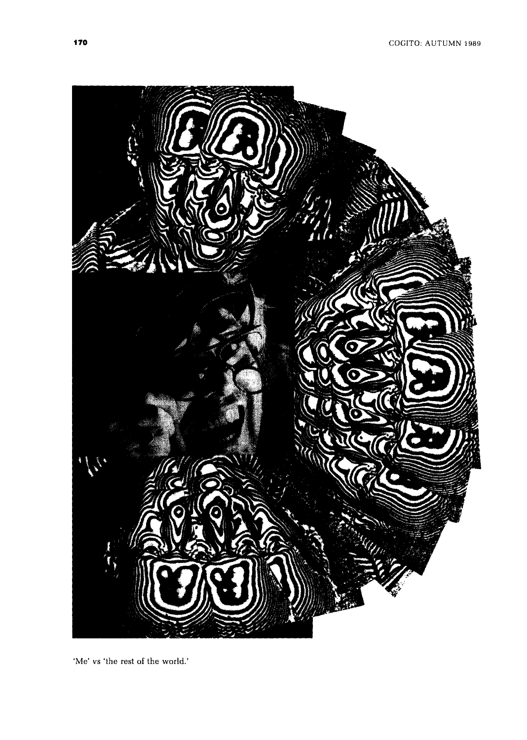'Me' vs 'the rest of the world.'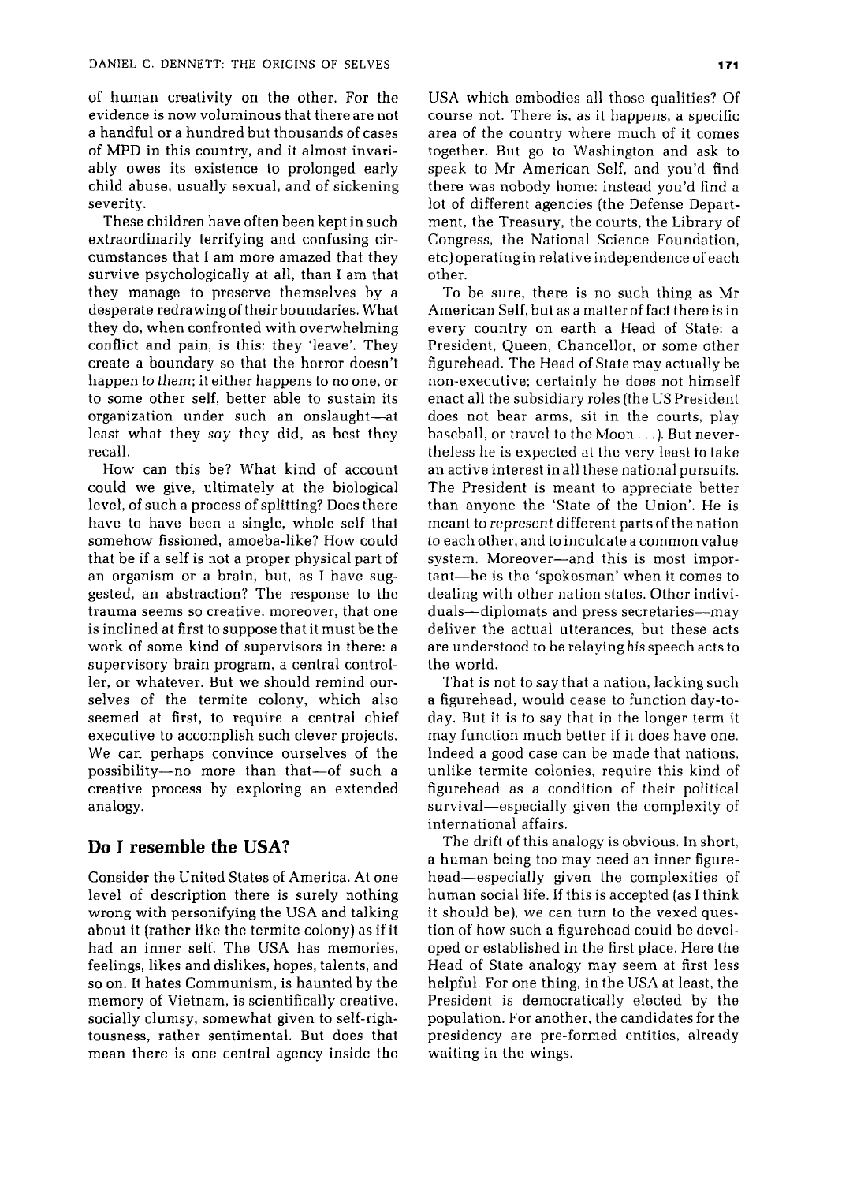of human creativity on the other. For the evidence is now voluminous that there are not a handful or a hundred but thousands of cases of MPD in this country, and it almost invariably owes its existence to prolonged early child abuse, usually sexual, and of sickening severity.

These children have often been kept in such extraordinarily terrifying and confusing circumstances that I am more amazed that they survive psychologically at all, than I am that they manage to preserve themselves by a desperate redrawing of their boundaries. What they do, when confronted with overwhelming conflict and pain, is this: they 'leave'. They create a boundary so that the horror doesn't happen *to them*; it either happens to no one, or to some other self, better able to sustain its organization under such an onslaught—at least what they *say* they did, as best they recall.

How can this be? What kind of account could we give, ultimately at the biological level, of such a process of splitting? Does there have to have been a single, whole self that somehow fissioned, amoeba-like? How could that be if a self is not a proper physical part of an organism or a brain, but, as I have suggested, an abstraction? The response to the trauma seems so creative, moreover, that one is inclined at first to suppose that it must be the work of some kind of supervisors in there: a supervisory brain program, a central controller, or whatever. But we should remind ourselves of the termite colony, which also seemed at first, to require a central chief executive to accomplish such clever projects. We can perhaps convince ourselves of the possibility—no more than that—of such a creative process by exploring an extended analogy.

## Do I resemble the USA?

Consider the United States of America. At one level of description there is surely nothing wrong with personifying the USA and talking about it (rather like the termite colony) as if it had an inner self. The USA has memories, feelings, likes and dislikes, hopes, talents, and so on. It hates Communism, is haunted by the memory of Vietnam, is scientifically creative, socially clumsy, somewhat given to self-righteousness, rather sentimental. But does that mean there is one central agency inside the USA which embodies all those qualities? Of course not. There is, as it happens, a specific area of the country where much of it comes together. But go to Washington and ask to speak to Mr American Self, and you'd find there was nobody home: instead you'd find a lot of different agencies (the Defense Department, the Treasury, the courts, the Library of Congress, the National Science Foundation, etc) operating in relative independence of each other.

To be sure, there is no such thing as Mr American Self, but as a matter of fact there is in every country on earth a Head of State: a President, Queen, Chancellor, or some other figurehead. The Head of State may actually be non-executive; certainly he does not himself enact all the subsidiary roles (the US President does not bear arms, sit in the courts, play baseball, or travel to the Moon . . .). But nevertheless he is expected at the very least to take an active interest in all these national pursuits. The President is meant to appreciate better than anyone the 'State of the Union'. He is meant to *represent* different parts of the nation to each other, and to inculcate a common value system. Moreover—and this is most important—he is the 'spokesman' when it comes to dealing with other nation states. Other individuals—diplomats and press secretaries—may deliver the actual utterances, but these acts are understood to be relaying *his* speech acts to the world.

That is not to say that a nation, lacking such a figurehead, would cease to function day-to-day. But it is to say that in the longer term it may function much better if it does have one. Indeed a good case can be made that nations, unlike termite colonies, require this kind of figurehead as a condition of their political survival—especially given the complexity of international affairs.

The drift of this analogy is obvious. In short, a human being too may need an inner figurehead—especially given the complexities of human social life. If this is accepted (as I think it should be), we can turn to the vexed question of how such a figurehead could be developed or established in the first place. Here the Head of State analogy may seem at first less helpful. For one thing, in the USA at least, the President is democratically elected by the population. For another, the candidates for the presidency are pre-formed entities, already waiting in the wings.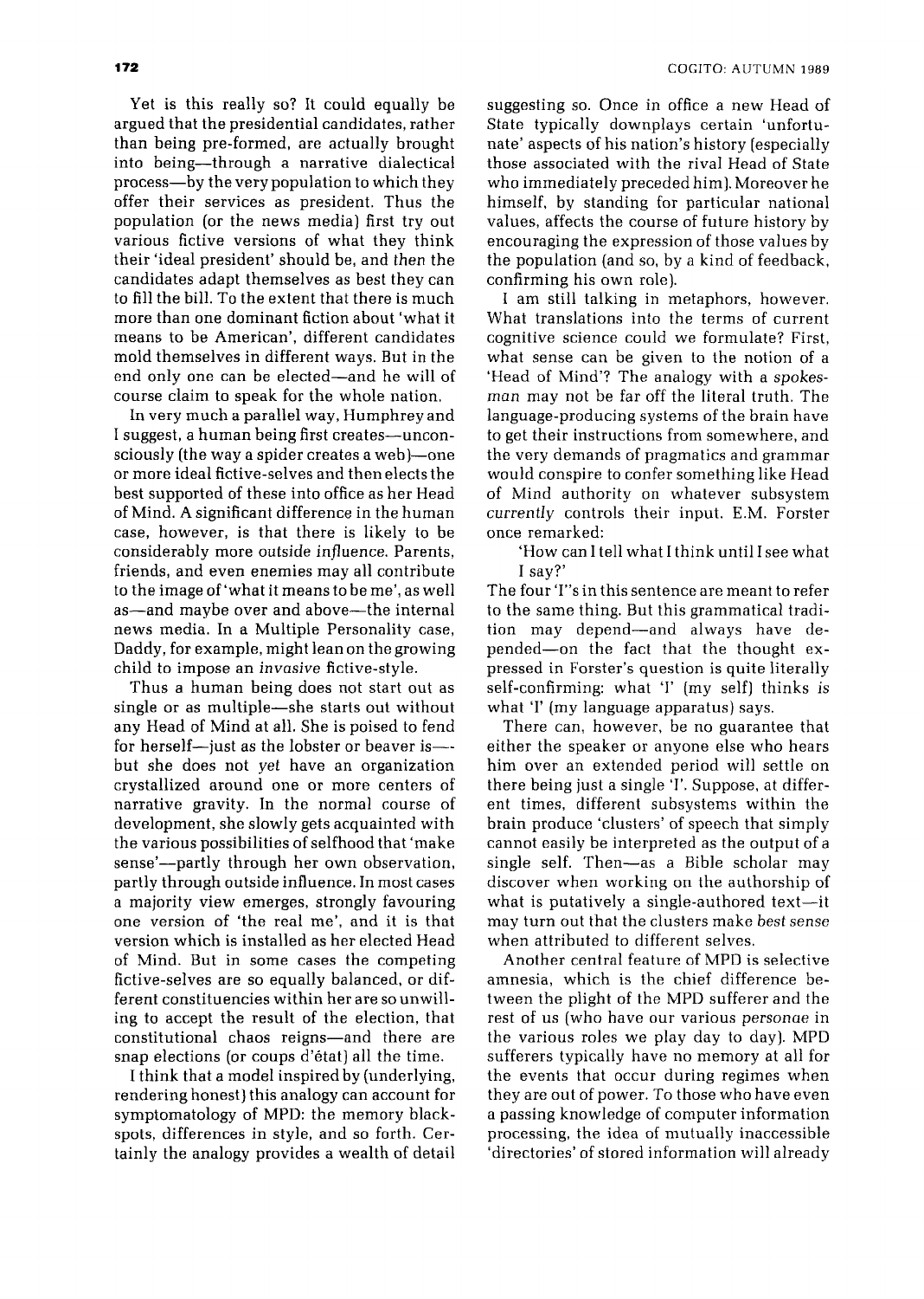Yet is this really so? It could equally be argued that the presidential candidates, rather than being pre-formed, are actually brought into being—through a narrative dialectical process—by the very population to which they offer their services as president. Thus the population (or the news media) first try out various fictive versions of what they think their 'ideal president' should be, and *then* the candidates adapt themselves as best they can to fill the bill. To the extent that there is much more than one dominant fiction about 'what it means to be American', different candidates mold themselves in different ways. But in the end only one can be elected—and he will of course claim to speak for the whole nation.

In very much a parallel way, Humphrey and I suggest, a human being first creates—unconsciously (the way a spider creates a web)—one or more ideal fictive-selves and then elects the best supported of these into office as her Head of Mind. A significant difference in the human case, however, is that there is likely to be considerably more *outside influence*. Parents, friends, and even enemies may all contribute to the image of 'what it means to be me', as well as—and maybe over and above—the internal news media. In a Multiple Personality case, Daddy, for example, might lean on the growing child to impose an *invasive* fictive-style.

Thus a human being does not start out as single or as multiple—she starts out without any Head of Mind at all. She is poised to fend for herself—just as the lobster or beaver is—but she does not *yet* have an organization crystallized around one or more centers of narrative gravity. In the normal course of development, she slowly gets acquainted with the various possibilities of selfhood that 'make sense'—partly through her own observation, partly through outside influence. In most cases a majority view emerges, strongly favouring one version of 'the real me', and it is that version which is installed as her elected Head of Mind. But in some cases the competing fictive-selves are so equally balanced, or different constituencies within her are so unwilling to accept the result of the election, that constitutional chaos reigns—and there are snap elections (or coups d'état) all the time.

I think that a model inspired by (underlying, rendering honest) this analogy can account for symptomatology of MPD: the memory black-spots, differences in style, and so forth. Certainly the analogy provides a wealth of detail suggesting so. Once in office a new Head of State typically downplays certain 'unfortunate' aspects of his nation's history (especially those associated with the rival Head of State who immediately preceded him). Moreover he himself, by standing for particular national values, affects the course of future history by encouraging the expression of those values by the population (and so, by a kind of feedback, confirming his own role).

I am still talking in metaphors, however. What translations into the terms of current cognitive science could we formulate? First, what sense can be given to the notion of a 'Head of Mind'? The analogy with a *spokesman* may not be far off the literal truth. The language-producing systems of the brain have to get their instructions from somewhere, and the very demands of pragmatics and grammar would conspire to confer something like Head of Mind authority on whatever subsystem *currently* controls their input. E.M. Forster once remarked:

> 'How can I tell what I think until I see what I say?'

The four 'I''s in this sentence are meant to refer to the same thing. But this grammatical tradition may depend—and always have depended—on the fact that the thought expressed in Forster's question is quite literally self-confirming: what 'I' (my self) thinks *is* what 'I' (my language apparatus) says.

There can, however, be no guarantee that either the speaker or anyone else who hears him over an extended period will settle on there being just a single 'I'. Suppose, at different times, different subsystems within the brain produce 'clusters' of speech that simply cannot easily be interpreted as the output of a single self. Then—as a Bible scholar may discover when working on the authorship of what is putatively a single-authored text—it may turn out that the clusters make *best sense* when attributed to different selves.

Another central feature of MPD is selective amnesia, which is the chief difference between the plight of the MPD sufferer and the rest of us (who have our various *personae* in the various roles we play day to day). MPD sufferers typically have no memory at all for the events that occur during regimes when they are out of power. To those who have even a passing knowledge of computer information processing, the idea of mutually inaccessible 'directories' of stored information will already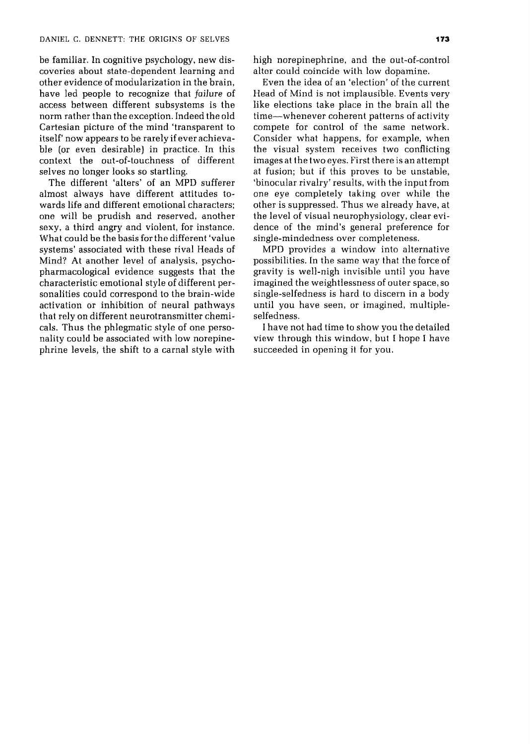be familiar. In cognitive psychology, new discoveries about state-dependent learning and other evidence of modularization in the brain, have led people to recognize that *failure* of access between different subsystems is the norm rather than the exception. Indeed the old Cartesian picture of the mind 'transparent to itself' now appears to be rarely if ever achievable (or even desirable) in practice. In this context the out-of-touchness of different selves no longer looks so startling.

The different 'alters' of an MPD sufferer almost always have different attitudes towards life and different emotional characters; one will be prudish and reserved, another sexy, a third angry and violent, for instance. What could be the basis for the different 'value systems' associated with these rival Heads of Mind? At another level of analysis, psychopharmacological evidence suggests that the characteristic emotional style of different personalities could correspond to the brain-wide activation or inhibition of neural pathways that rely on different neurotransmitter chemicals. Thus the phlegmatic style of one personality could be associated with low norepinephrine levels, the shift to a carnal style with high norepinephrine, and the out-of-control alter could coincide with low dopamine.

Even the idea of an 'election' of the current Head of Mind is not implausible. Events very like elections take place in the brain all the time—whenever coherent patterns of activity compete for control of the same network. Consider what happens, for example, when the visual system receives two conflicting images at the two eyes. First there is an attempt at fusion; but if this proves to be unstable, 'binocular rivalry' results, with the input from one eye completely taking over while the other is suppressed. Thus we already have, at the level of visual neurophysiology, clear evidence of the mind's general preference for single-mindedness over completeness.

MPD provides a window into alternative possibilities. In the same way that the force of gravity is well-nigh invisible until you have imagined the weightlessness of outer space, so single-selfedness is hard to discern in a body until you have seen, or imagined, multiple-selfedness.

I have not had time to show you the detailed view through this window, but I hope I have succeeded in opening it for you.